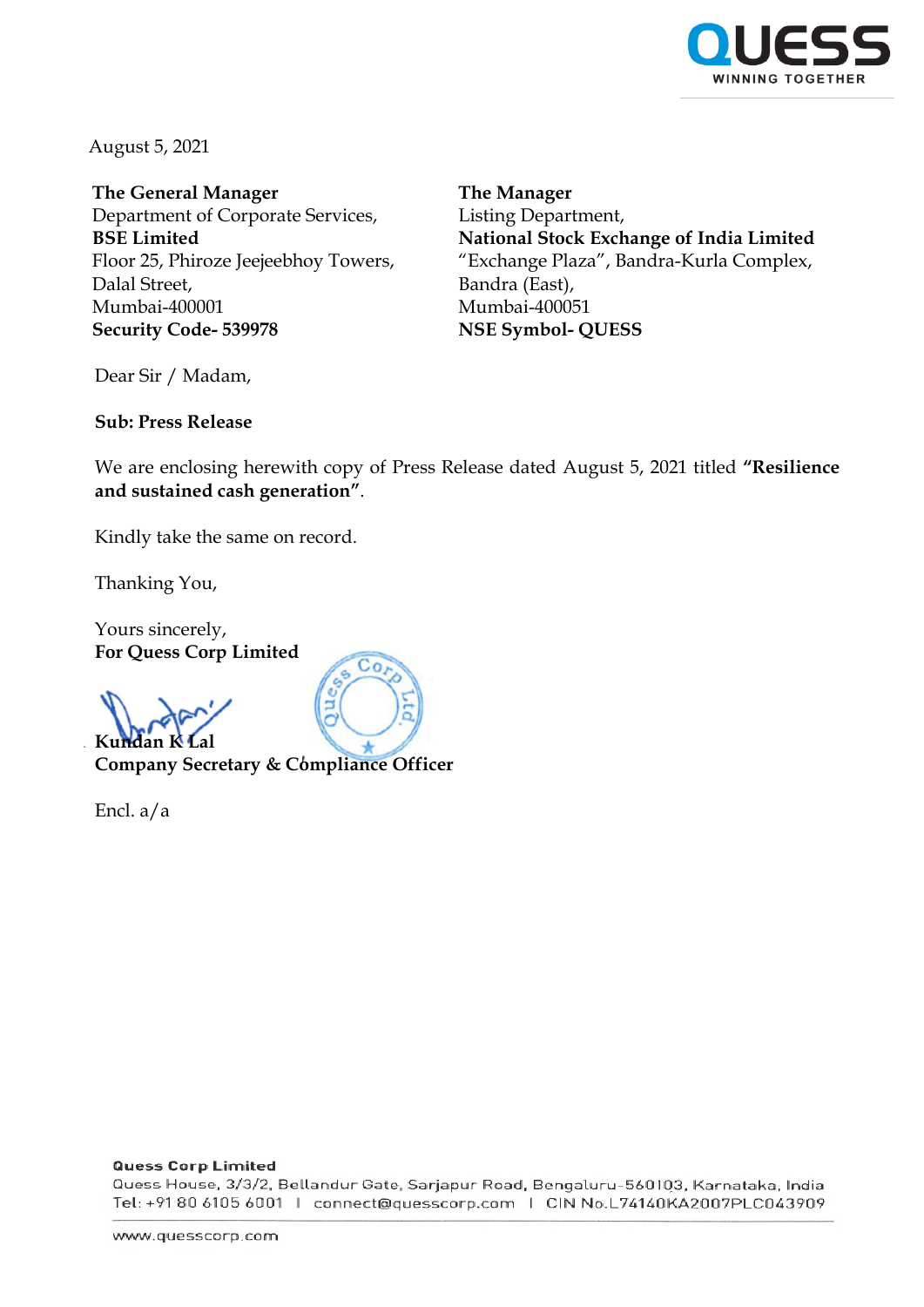August 5, 2021

**The General Manager**
Department of Corporate Services,
**BSE Limited**
Floor 25, Phiroze Jeejeebhoy Towers,
Dalal Street,
Mumbai-400001
**Security Code- 539978**

**The Manager**
Listing Department,
**National Stock Exchange of India Limited**
"Exchange Plaza", Bandra-Kurla Complex,
Bandra (East),
Mumbai-400051
**NSE Symbol- QUESS**

Dear Sir / Madam,

**Sub: Press Release**

We are enclosing herewith copy of Press Release dated August 5, 2021 titled **"Resilience and sustained cash generation"**.

Kindly take the same on record.

Thanking You,

Yours sincerely,
**For Quess Corp Limited**

**Kundan K Lal**
**Company Secretary & Compliance Officer**

Encl. a/a

**Quess Corp Limited**
Quess House, 3/3/2, Bellandur Gate, Sarjapur Road, Bengaluru-560103, Karnataka, India
Tel: +91 80 6105 6001 | connect@quesscorp.com | CIN No.L74140KA2007PLC043909

www.quesscorp.com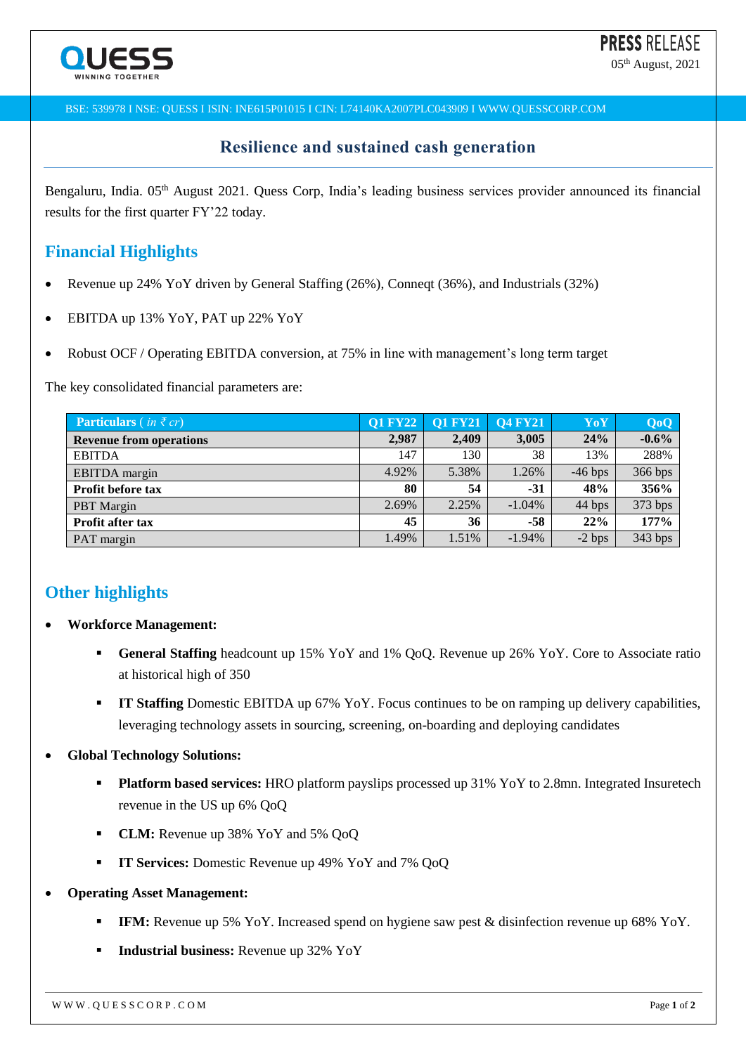PRESS RELEASE

05th August, 2021

BSE: 539978 I NSE: QUESS I ISIN: INE615P01015 I CIN: L74140KA2007PLC043909 I WWW.QUESSCORP.COM

## Resilience and sustained cash generation

Bengaluru, India. 05th August 2021. Quess Corp, India's leading business services provider announced its financial results for the first quarter FY'22 today.

## Financial Highlights

- Revenue up 24% YoY driven by General Staffing (26%), Conneqt (36%), and Industrials (32%)
- EBITDA up 13% YoY, PAT up 22% YoY
- Robust OCF / Operating EBITDA conversion, at 75% in line with management's long term target

The key consolidated financial parameters are:

| **Particulars** ( *in ₹ cr*) | **Q1 FY22** | **Q1 FY21** | **Q4 FY21** | **YoY** | **QoQ** |
|---|---|---|---|---|---|
| **Revenue from operations** | **2,987** | **2,409** | **3,005** | **24%** | **-0.6%** |
| EBITDA | 147 | 130 | 38 | 13% | 288% |
| EBITDA margin | 4.92% | 5.38% | 1.26% | -46 bps | 366 bps |
| **Profit before tax** | **80** | **54** | **-31** | **48%** | **356%** |
| PBT Margin | 2.69% | 2.25% | -1.04% | 44 bps | 373 bps |
| **Profit after tax** | **45** | **36** | **-58** | **22%** | **177%** |
| PAT margin | 1.49% | 1.51% | -1.94% | -2 bps | 343 bps |

## Other highlights

- **Workforce Management:**
  - **General Staffing** headcount up 15% YoY and 1% QoQ. Revenue up 26% YoY. Core to Associate ratio at historical high of 350
  - **IT Staffing** Domestic EBITDA up 67% YoY. Focus continues to be on ramping up delivery capabilities, leveraging technology assets in sourcing, screening, on-boarding and deploying candidates
- **Global Technology Solutions:**
  - **Platform based services:** HRO platform payslips processed up 31% YoY to 2.8mn. Integrated Insuretech revenue in the US up 6% QoQ
  - **CLM:** Revenue up 38% YoY and 5% QoQ
  - **IT Services:** Domestic Revenue up 49% YoY and 7% QoQ
- **Operating Asset Management:**
  - **IFM:** Revenue up 5% YoY. Increased spend on hygiene saw pest & disinfection revenue up 68% YoY.
  - **Industrial business:** Revenue up 32% YoY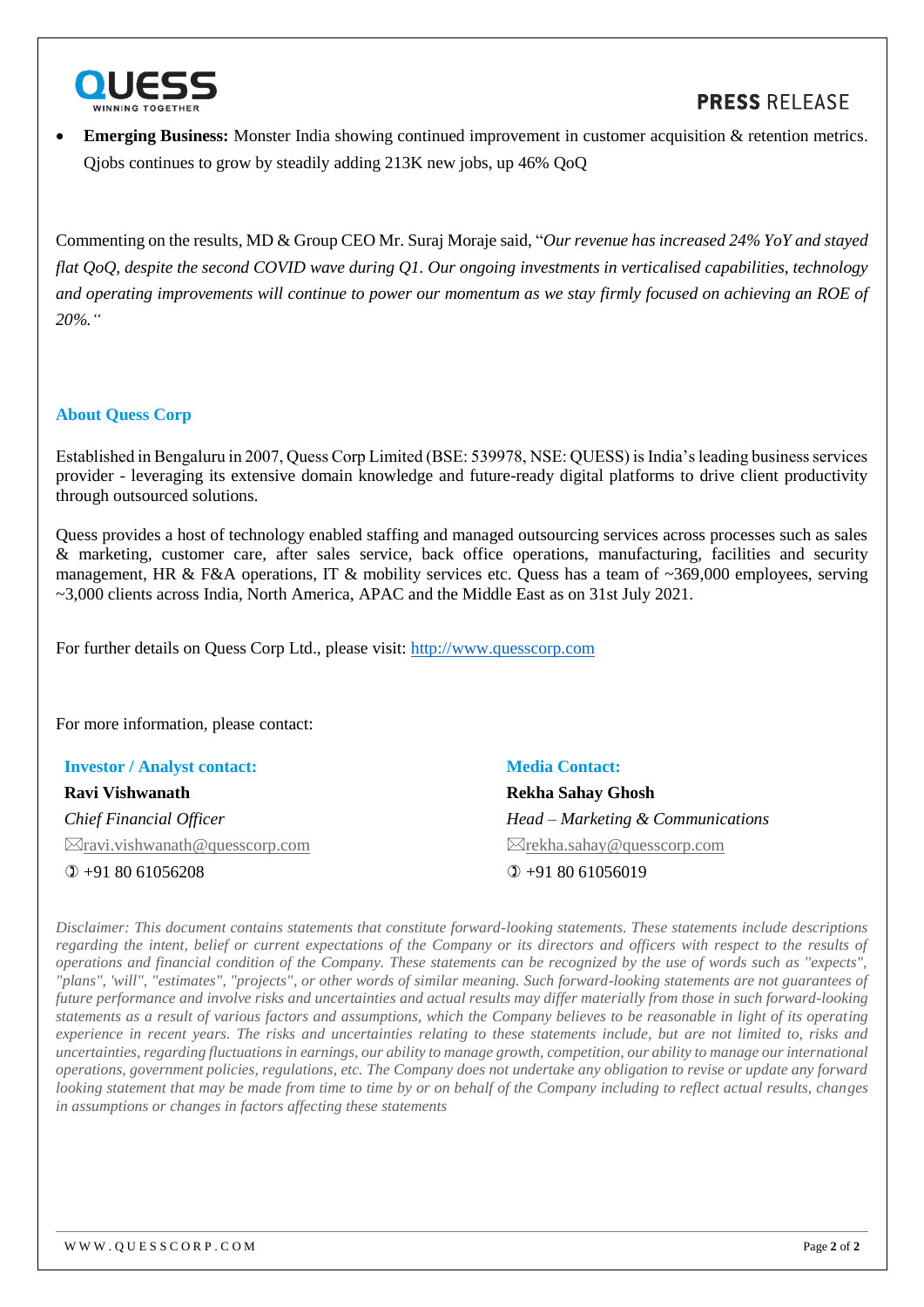- **Emerging Business:** Monster India showing continued improvement in customer acquisition & retention metrics. Qjobs continues to grow by steadily adding 213K new jobs, up 46% QoQ

Commenting on the results, MD & Group CEO Mr. Suraj Moraje said, "*Our revenue has increased 24% YoY and stayed flat QoQ, despite the second COVID wave during Q1. Our ongoing investments in verticalised capabilities, technology and operating improvements will continue to power our momentum as we stay firmly focused on achieving an ROE of 20%.*"

### About Quess Corp

Established in Bengaluru in 2007, Quess Corp Limited (BSE: 539978, NSE: QUESS) is India's leading business services provider - leveraging its extensive domain knowledge and future-ready digital platforms to drive client productivity through outsourced solutions.

Quess provides a host of technology enabled staffing and managed outsourcing services across processes such as sales & marketing, customer care, after sales service, back office operations, manufacturing, facilities and security management, HR & F&A operations, IT & mobility services etc. Quess has a team of ~369,000 employees, serving ~3,000 clients across India, North America, APAC and the Middle East as on 31st July 2021.

For further details on Quess Corp Ltd., please visit: http://www.quesscorp.com

For more information, please contact:

**Investor / Analyst contact:**
**Ravi Vishwanath**
*Chief Financial Officer*
✉ ravi.vishwanath@quesscorp.com
✆ +91 80 61056208

**Media Contact:**
**Rekha Sahay Ghosh**
*Head – Marketing & Communications*
✉ rekha.sahay@quesscorp.com
✆ +91 80 61056019

*Disclaimer: This document contains statements that constitute forward-looking statements. These statements include descriptions regarding the intent, belief or current expectations of the Company or its directors and officers with respect to the results of operations and financial condition of the Company. These statements can be recognized by the use of words such as "expects", "plans", 'will", "estimates", "projects", or other words of similar meaning. Such forward-looking statements are not guarantees of future performance and involve risks and uncertainties and actual results may differ materially from those in such forward-looking statements as a result of various factors and assumptions, which the Company believes to be reasonable in light of its operating experience in recent years. The risks and uncertainties relating to these statements include, but are not limited to, risks and uncertainties, regarding fluctuations in earnings, our ability to manage growth, competition, our ability to manage our international operations, government policies, regulations, etc. The Company does not undertake any obligation to revise or update any forward looking statement that may be made from time to time by or on behalf of the Company including to reflect actual results, changes in assumptions or changes in factors affecting these statements*